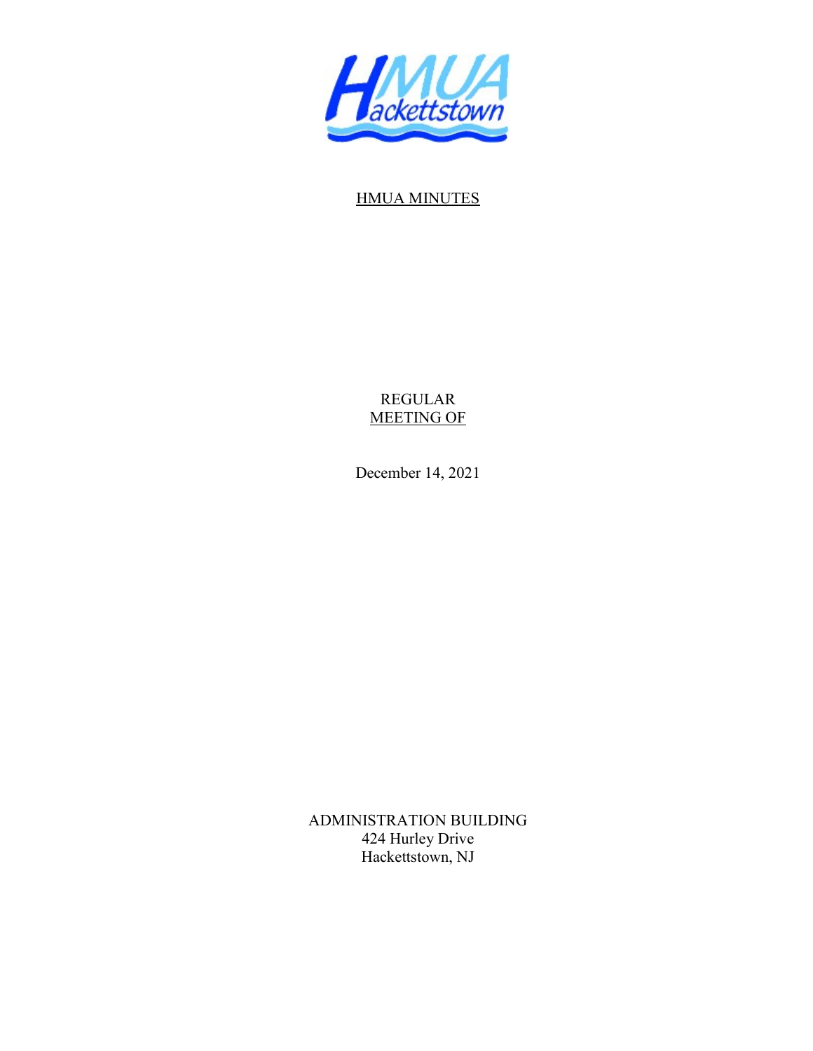HMUA Hackettstown

HMUA MINUTES

REGULAR
MEETING OF

December 14, 2021

ADMINISTRATION BUILDING
424 Hurley Drive
Hackettstown, NJ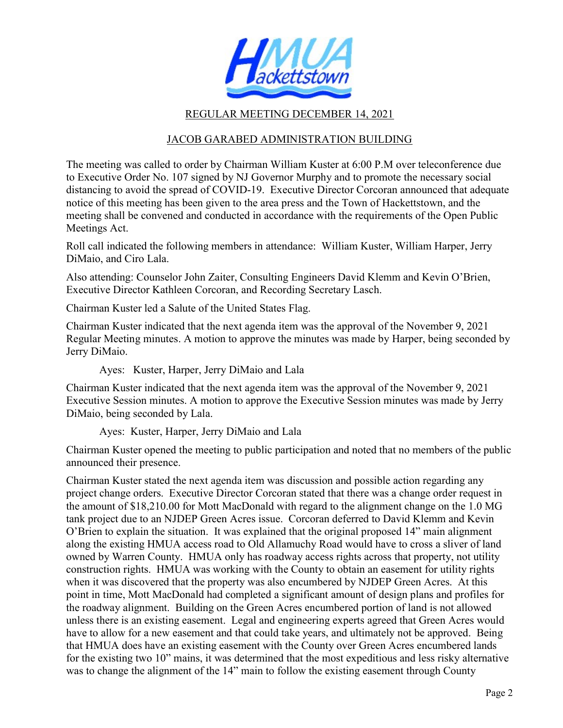REGULAR MEETING DECEMBER 14, 2021

JACOB GARABED ADMINISTRATION BUILDING

The meeting was called to order by Chairman William Kuster at 6:00 P.M over teleconference due to Executive Order No. 107 signed by NJ Governor Murphy and to promote the necessary social distancing to avoid the spread of COVID-19. Executive Director Corcoran announced that adequate notice of this meeting has been given to the area press and the Town of Hackettstown, and the meeting shall be convened and conducted in accordance with the requirements of the Open Public Meetings Act.

Roll call indicated the following members in attendance: William Kuster, William Harper, Jerry DiMaio, and Ciro Lala.

Also attending: Counselor John Zaiter, Consulting Engineers David Klemm and Kevin O'Brien, Executive Director Kathleen Corcoran, and Recording Secretary Lasch.

Chairman Kuster led a Salute of the United States Flag.

Chairman Kuster indicated that the next agenda item was the approval of the November 9, 2021 Regular Meeting minutes. A motion to approve the minutes was made by Harper, being seconded by Jerry DiMaio.

Ayes: Kuster, Harper, Jerry DiMaio and Lala

Chairman Kuster indicated that the next agenda item was the approval of the November 9, 2021 Executive Session minutes. A motion to approve the Executive Session minutes was made by Jerry DiMaio, being seconded by Lala.

Ayes: Kuster, Harper, Jerry DiMaio and Lala

Chairman Kuster opened the meeting to public participation and noted that no members of the public announced their presence.

Chairman Kuster stated the next agenda item was discussion and possible action regarding any project change orders. Executive Director Corcoran stated that there was a change order request in the amount of $18,210.00 for Mott MacDonald with regard to the alignment change on the 1.0 MG tank project due to an NJDEP Green Acres issue. Corcoran deferred to David Klemm and Kevin O'Brien to explain the situation. It was explained that the original proposed 14" main alignment along the existing HMUA access road to Old Allamuchy Road would have to cross a sliver of land owned by Warren County. HMUA only has roadway access rights across that property, not utility construction rights. HMUA was working with the County to obtain an easement for utility rights when it was discovered that the property was also encumbered by NJDEP Green Acres. At this point in time, Mott MacDonald had completed a significant amount of design plans and profiles for the roadway alignment. Building on the Green Acres encumbered portion of land is not allowed unless there is an existing easement. Legal and engineering experts agreed that Green Acres would have to allow for a new easement and that could take years, and ultimately not be approved. Being that HMUA does have an existing easement with the County over Green Acres encumbered lands for the existing two 10" mains, it was determined that the most expeditious and less risky alternative was to change the alignment of the 14" main to follow the existing easement through County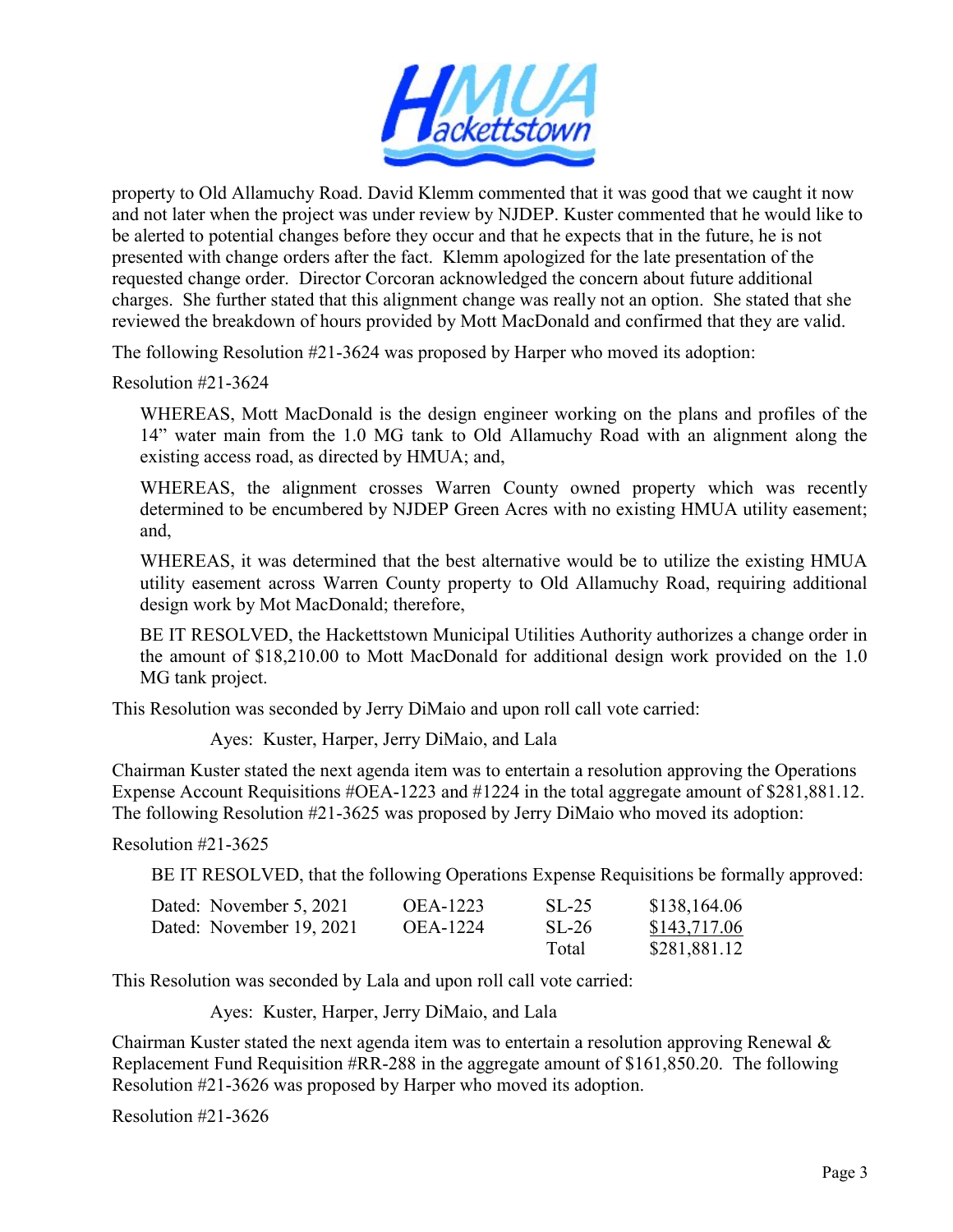property to Old Allamuchy Road. David Klemm commented that it was good that we caught it now and not later when the project was under review by NJDEP. Kuster commented that he would like to be alerted to potential changes before they occur and that he expects that in the future, he is not presented with change orders after the fact. Klemm apologized for the late presentation of the requested change order. Director Corcoran acknowledged the concern about future additional charges. She further stated that this alignment change was really not an option. She stated that she reviewed the breakdown of hours provided by Mott MacDonald and confirmed that they are valid.

The following Resolution #21-3624 was proposed by Harper who moved its adoption:

Resolution #21-3624

WHEREAS, Mott MacDonald is the design engineer working on the plans and profiles of the 14" water main from the 1.0 MG tank to Old Allamuchy Road with an alignment along the existing access road, as directed by HMUA; and,

WHEREAS, the alignment crosses Warren County owned property which was recently determined to be encumbered by NJDEP Green Acres with no existing HMUA utility easement; and,

WHEREAS, it was determined that the best alternative would be to utilize the existing HMUA utility easement across Warren County property to Old Allamuchy Road, requiring additional design work by Mot MacDonald; therefore,

BE IT RESOLVED, the Hackettstown Municipal Utilities Authority authorizes a change order in the amount of $18,210.00 to Mott MacDonald for additional design work provided on the 1.0 MG tank project.

This Resolution was seconded by Jerry DiMaio and upon roll call vote carried:

Ayes: Kuster, Harper, Jerry DiMaio, and Lala

Chairman Kuster stated the next agenda item was to entertain a resolution approving the Operations Expense Account Requisitions #OEA-1223 and #1224 in the total aggregate amount of $281,881.12. The following Resolution #21-3625 was proposed by Jerry DiMaio who moved its adoption:

Resolution #21-3625

BE IT RESOLVED, that the following Operations Expense Requisitions be formally approved:

| | | | |
|---|---|---|---|
| Dated: November 5, 2021 | OEA-1223 | SL-25 | $138,164.06 |
| Dated: November 19, 2021 | OEA-1224 | SL-26 | $143,717.06 |
| | | Total | $281,881.12 |

This Resolution was seconded by Lala and upon roll call vote carried:

Ayes: Kuster, Harper, Jerry DiMaio, and Lala

Chairman Kuster stated the next agenda item was to entertain a resolution approving Renewal & Replacement Fund Requisition #RR-288 in the aggregate amount of $161,850.20. The following Resolution #21-3626 was proposed by Harper who moved its adoption.

Resolution #21-3626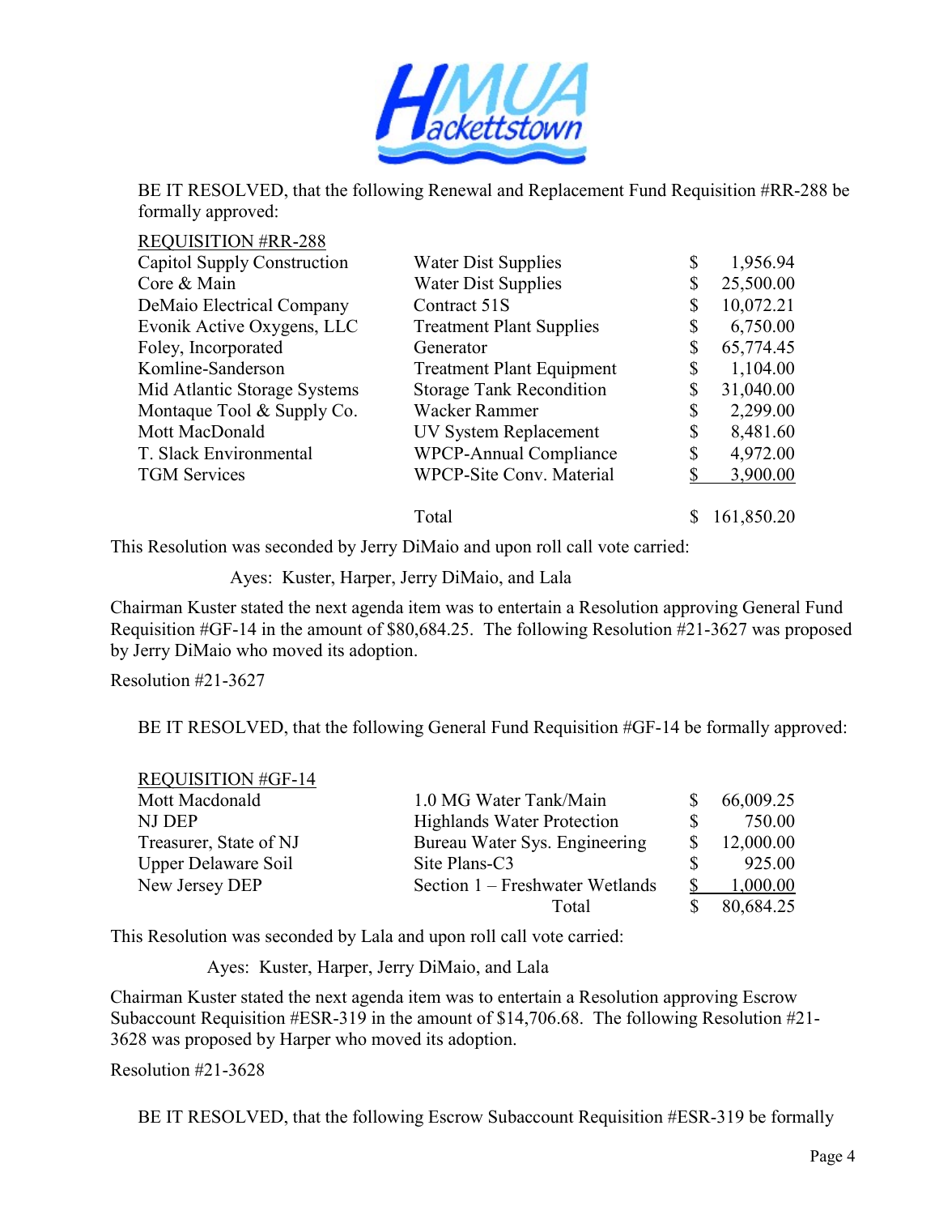BE IT RESOLVED, that the following Renewal and Replacement Fund Requisition #RR-288 be formally approved:

| REQUISITION #RR-288 | | |
|---|---|---|
| Capitol Supply Construction | Water Dist Supplies | $ 1,956.94 |
| Core & Main | Water Dist Supplies | $ 25,500.00 |
| DeMaio Electrical Company | Contract 51S | $ 10,072.21 |
| Evonik Active Oxygens, LLC | Treatment Plant Supplies | $ 6,750.00 |
| Foley, Incorporated | Generator | $ 65,774.45 |
| Komline-Sanderson | Treatment Plant Equipment | $ 1,104.00 |
| Mid Atlantic Storage Systems | Storage Tank Recondition | $ 31,040.00 |
| Montaque Tool & Supply Co. | Wacker Rammer | $ 2,299.00 |
| Mott MacDonald | UV System Replacement | $ 8,481.60 |
| T. Slack Environmental | WPCP-Annual Compliance | $ 4,972.00 |
| TGM Services | WPCP-Site Conv. Material | $ 3,900.00 |
| | Total | $ 161,850.20 |

This Resolution was seconded by Jerry DiMaio and upon roll call vote carried:

Ayes: Kuster, Harper, Jerry DiMaio, and Lala

Chairman Kuster stated the next agenda item was to entertain a Resolution approving General Fund Requisition #GF-14 in the amount of $80,684.25. The following Resolution #21-3627 was proposed by Jerry DiMaio who moved its adoption.

Resolution #21-3627

BE IT RESOLVED, that the following General Fund Requisition #GF-14 be formally approved:

| REQUISITION #GF-14 | | |
|---|---|---|
| Mott Macdonald | 1.0 MG Water Tank/Main | $ 66,009.25 |
| NJ DEP | Highlands Water Protection | $ 750.00 |
| Treasurer, State of NJ | Bureau Water Sys. Engineering | $ 12,000.00 |
| Upper Delaware Soil | Site Plans-C3 | $ 925.00 |
| New Jersey DEP | Section 1 – Freshwater Wetlands | $ 1,000.00 |
| | Total | $ 80,684.25 |

This Resolution was seconded by Lala and upon roll call vote carried:

Ayes: Kuster, Harper, Jerry DiMaio, and Lala

Chairman Kuster stated the next agenda item was to entertain a Resolution approving Escrow Subaccount Requisition #ESR-319 in the amount of $14,706.68. The following Resolution #21-3628 was proposed by Harper who moved its adoption.

Resolution #21-3628

BE IT RESOLVED, that the following Escrow Subaccount Requisition #ESR-319 be formally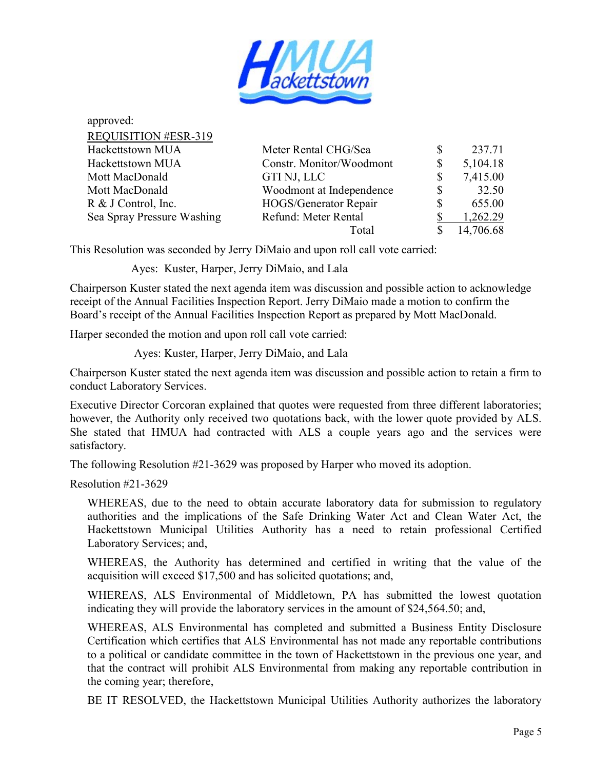approved:

<u>REQUISITION #ESR-319</u>

| | | | |
|---|---|---|---|
| Hackettstown MUA | Meter Rental CHG/Sea | $ | 237.71 |
| Hackettstown MUA | Constr. Monitor/Woodmont | $ | 5,104.18 |
| Mott MacDonald | GTI NJ, LLC | $ | 7,415.00 |
| Mott MacDonald | Woodmont at Independence | $ | 32.50 |
| R & J Control, Inc. | HOGS/Generator Repair | $ | 655.00 |
| Sea Spray Pressure Washing | Refund: Meter Rental | $ | 1,262.29 |
| | Total | $ | 14,706.68 |

This Resolution was seconded by Jerry DiMaio and upon roll call vote carried:

Ayes: Kuster, Harper, Jerry DiMaio, and Lala

Chairperson Kuster stated the next agenda item was discussion and possible action to acknowledge receipt of the Annual Facilities Inspection Report. Jerry DiMaio made a motion to confirm the Board's receipt of the Annual Facilities Inspection Report as prepared by Mott MacDonald.

Harper seconded the motion and upon roll call vote carried:

Ayes: Kuster, Harper, Jerry DiMaio, and Lala

Chairperson Kuster stated the next agenda item was discussion and possible action to retain a firm to conduct Laboratory Services.

Executive Director Corcoran explained that quotes were requested from three different laboratories; however, the Authority only received two quotations back, with the lower quote provided by ALS. She stated that HMUA had contracted with ALS a couple years ago and the services were satisfactory.

The following Resolution #21-3629 was proposed by Harper who moved its adoption.

Resolution #21-3629

WHEREAS, due to the need to obtain accurate laboratory data for submission to regulatory authorities and the implications of the Safe Drinking Water Act and Clean Water Act, the Hackettstown Municipal Utilities Authority has a need to retain professional Certified Laboratory Services; and,

WHEREAS, the Authority has determined and certified in writing that the value of the acquisition will exceed $17,500 and has solicited quotations; and,

WHEREAS, ALS Environmental of Middletown, PA has submitted the lowest quotation indicating they will provide the laboratory services in the amount of $24,564.50; and,

WHEREAS, ALS Environmental has completed and submitted a Business Entity Disclosure Certification which certifies that ALS Environmental has not made any reportable contributions to a political or candidate committee in the town of Hackettstown in the previous one year, and that the contract will prohibit ALS Environmental from making any reportable contribution in the coming year; therefore,

BE IT RESOLVED, the Hackettstown Municipal Utilities Authority authorizes the laboratory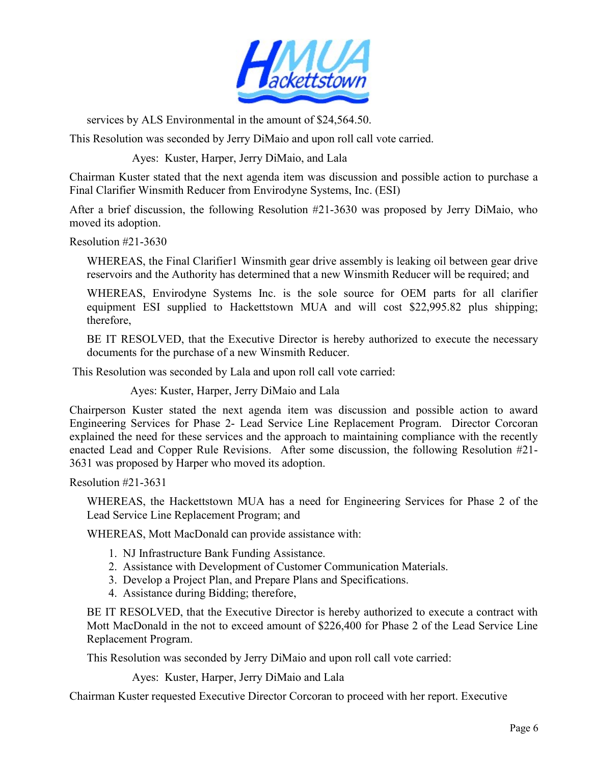services by ALS Environmental in the amount of $24,564.50.

This Resolution was seconded by Jerry DiMaio and upon roll call vote carried.

Ayes: Kuster, Harper, Jerry DiMaio, and Lala

Chairman Kuster stated that the next agenda item was discussion and possible action to purchase a Final Clarifier Winsmith Reducer from Envirodyne Systems, Inc. (ESI)

After a brief discussion, the following Resolution #21-3630 was proposed by Jerry DiMaio, who moved its adoption.

Resolution #21-3630

WHEREAS, the Final Clarifier1 Winsmith gear drive assembly is leaking oil between gear drive reservoirs and the Authority has determined that a new Winsmith Reducer will be required; and

WHEREAS, Envirodyne Systems Inc. is the sole source for OEM parts for all clarifier equipment ESI supplied to Hackettstown MUA and will cost $22,995.82 plus shipping; therefore,

BE IT RESOLVED, that the Executive Director is hereby authorized to execute the necessary documents for the purchase of a new Winsmith Reducer.

This Resolution was seconded by Lala and upon roll call vote carried:

Ayes: Kuster, Harper, Jerry DiMaio and Lala

Chairperson Kuster stated the next agenda item was discussion and possible action to award Engineering Services for Phase 2- Lead Service Line Replacement Program. Director Corcoran explained the need for these services and the approach to maintaining compliance with the recently enacted Lead and Copper Rule Revisions. After some discussion, the following Resolution #21-3631 was proposed by Harper who moved its adoption.

Resolution #21-3631

WHEREAS, the Hackettstown MUA has a need for Engineering Services for Phase 2 of the Lead Service Line Replacement Program; and

WHEREAS, Mott MacDonald can provide assistance with:

1. NJ Infrastructure Bank Funding Assistance.
2. Assistance with Development of Customer Communication Materials.
3. Develop a Project Plan, and Prepare Plans and Specifications.
4. Assistance during Bidding; therefore,

BE IT RESOLVED, that the Executive Director is hereby authorized to execute a contract with Mott MacDonald in the not to exceed amount of $226,400 for Phase 2 of the Lead Service Line Replacement Program.

This Resolution was seconded by Jerry DiMaio and upon roll call vote carried:

Ayes: Kuster, Harper, Jerry DiMaio and Lala

Chairman Kuster requested Executive Director Corcoran to proceed with her report. Executive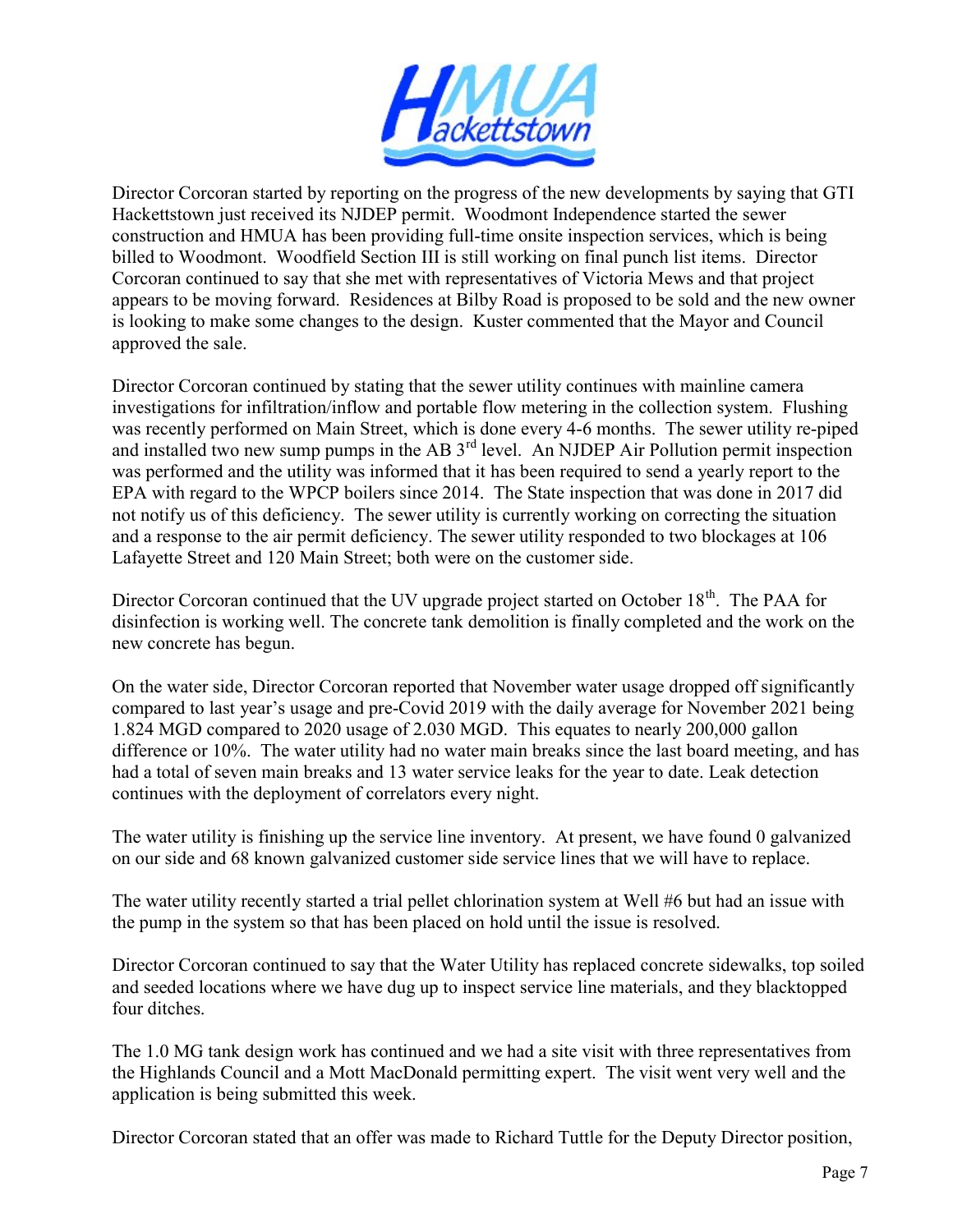Director Corcoran started by reporting on the progress of the new developments by saying that GTI Hackettstown just received its NJDEP permit. Woodmont Independence started the sewer construction and HMUA has been providing full-time onsite inspection services, which is being billed to Woodmont. Woodfield Section III is still working on final punch list items. Director Corcoran continued to say that she met with representatives of Victoria Mews and that project appears to be moving forward. Residences at Bilby Road is proposed to be sold and the new owner is looking to make some changes to the design. Kuster commented that the Mayor and Council approved the sale.

Director Corcoran continued by stating that the sewer utility continues with mainline camera investigations for infiltration/inflow and portable flow metering in the collection system. Flushing was recently performed on Main Street, which is done every 4-6 months. The sewer utility re-piped and installed two new sump pumps in the AB 3rd level. An NJDEP Air Pollution permit inspection was performed and the utility was informed that it has been required to send a yearly report to the EPA with regard to the WPCP boilers since 2014. The State inspection that was done in 2017 did not notify us of this deficiency. The sewer utility is currently working on correcting the situation and a response to the air permit deficiency. The sewer utility responded to two blockages at 106 Lafayette Street and 120 Main Street; both were on the customer side.

Director Corcoran continued that the UV upgrade project started on October 18th. The PAA for disinfection is working well. The concrete tank demolition is finally completed and the work on the new concrete has begun.

On the water side, Director Corcoran reported that November water usage dropped off significantly compared to last year's usage and pre-Covid 2019 with the daily average for November 2021 being 1.824 MGD compared to 2020 usage of 2.030 MGD. This equates to nearly 200,000 gallon difference or 10%. The water utility had no water main breaks since the last board meeting, and has had a total of seven main breaks and 13 water service leaks for the year to date. Leak detection continues with the deployment of correlators every night.

The water utility is finishing up the service line inventory. At present, we have found 0 galvanized on our side and 68 known galvanized customer side service lines that we will have to replace.

The water utility recently started a trial pellet chlorination system at Well #6 but had an issue with the pump in the system so that has been placed on hold until the issue is resolved.

Director Corcoran continued to say that the Water Utility has replaced concrete sidewalks, top soiled and seeded locations where we have dug up to inspect service line materials, and they blacktopped four ditches.

The 1.0 MG tank design work has continued and we had a site visit with three representatives from the Highlands Council and a Mott MacDonald permitting expert. The visit went very well and the application is being submitted this week.

Director Corcoran stated that an offer was made to Richard Tuttle for the Deputy Director position,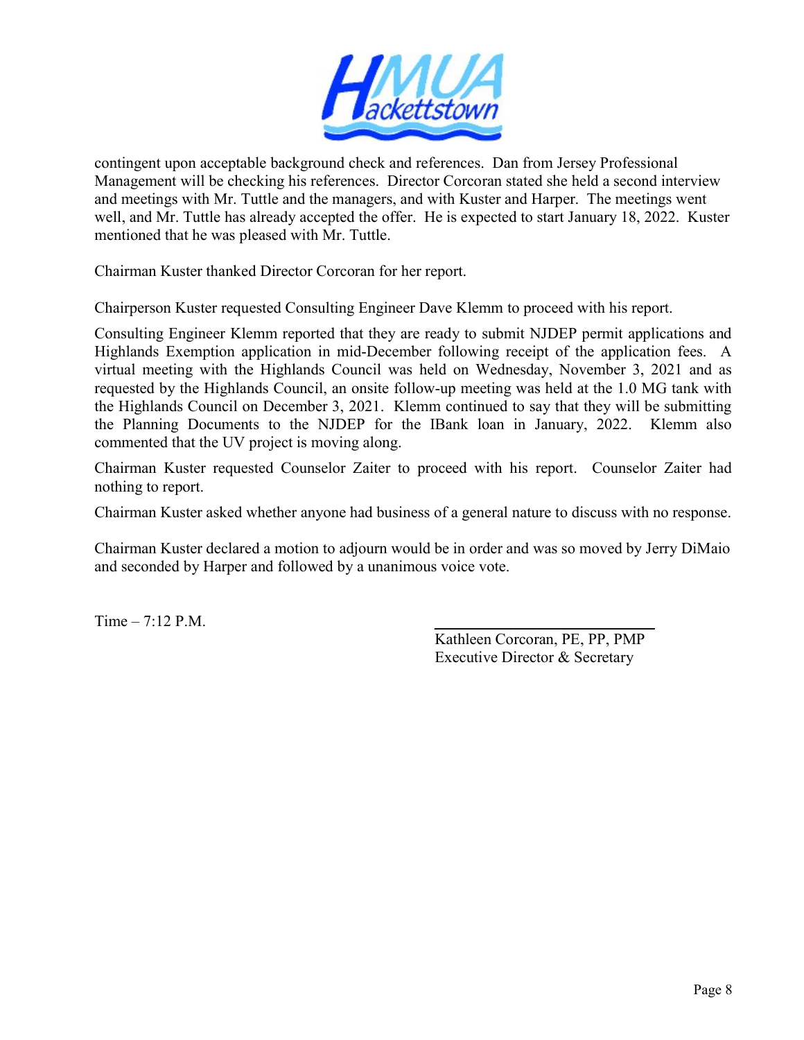contingent upon acceptable background check and references. Dan from Jersey Professional Management will be checking his references. Director Corcoran stated she held a second interview and meetings with Mr. Tuttle and the managers, and with Kuster and Harper. The meetings went well, and Mr. Tuttle has already accepted the offer. He is expected to start January 18, 2022. Kuster mentioned that he was pleased with Mr. Tuttle.

Chairman Kuster thanked Director Corcoran for her report.

Chairperson Kuster requested Consulting Engineer Dave Klemm to proceed with his report.

Consulting Engineer Klemm reported that they are ready to submit NJDEP permit applications and Highlands Exemption application in mid-December following receipt of the application fees. A virtual meeting with the Highlands Council was held on Wednesday, November 3, 2021 and as requested by the Highlands Council, an onsite follow-up meeting was held at the 1.0 MG tank with the Highlands Council on December 3, 2021. Klemm continued to say that they will be submitting the Planning Documents to the NJDEP for the IBank loan in January, 2022. Klemm also commented that the UV project is moving along.

Chairman Kuster requested Counselor Zaiter to proceed with his report. Counselor Zaiter had nothing to report.

Chairman Kuster asked whether anyone had business of a general nature to discuss with no response.

Chairman Kuster declared a motion to adjourn would be in order and was so moved by Jerry DiMaio and seconded by Harper and followed by a unanimous voice vote.

Time – 7:12 P.M.

Kathleen Corcoran, PE, PP, PMP
Executive Director & Secretary